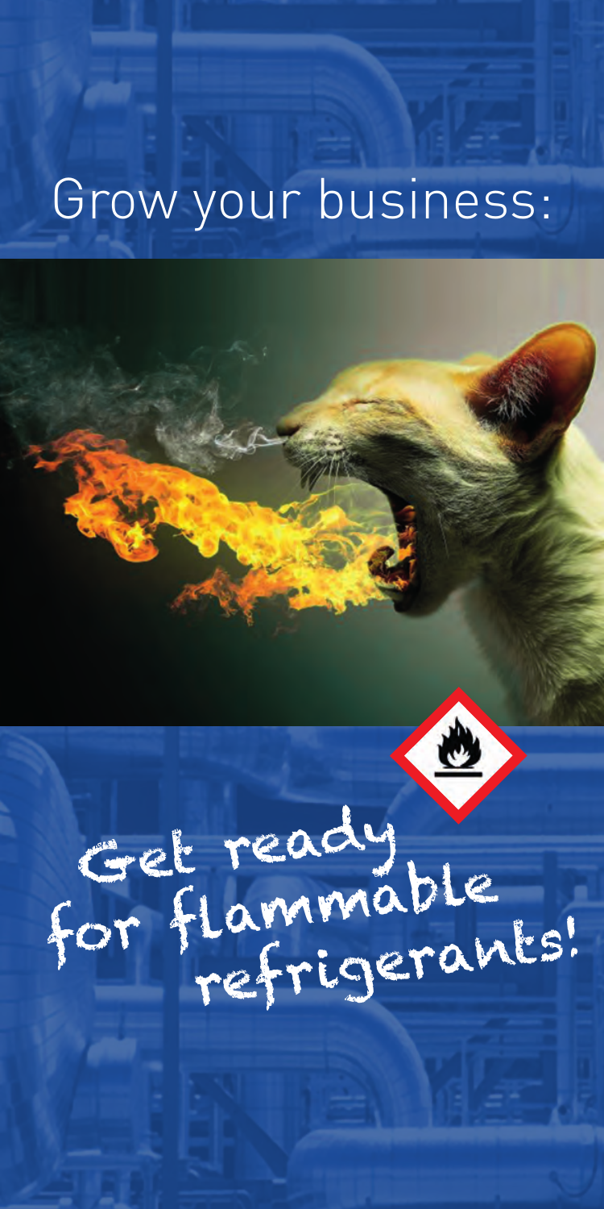# Grow your business:

Get ready for flammable refrigerants!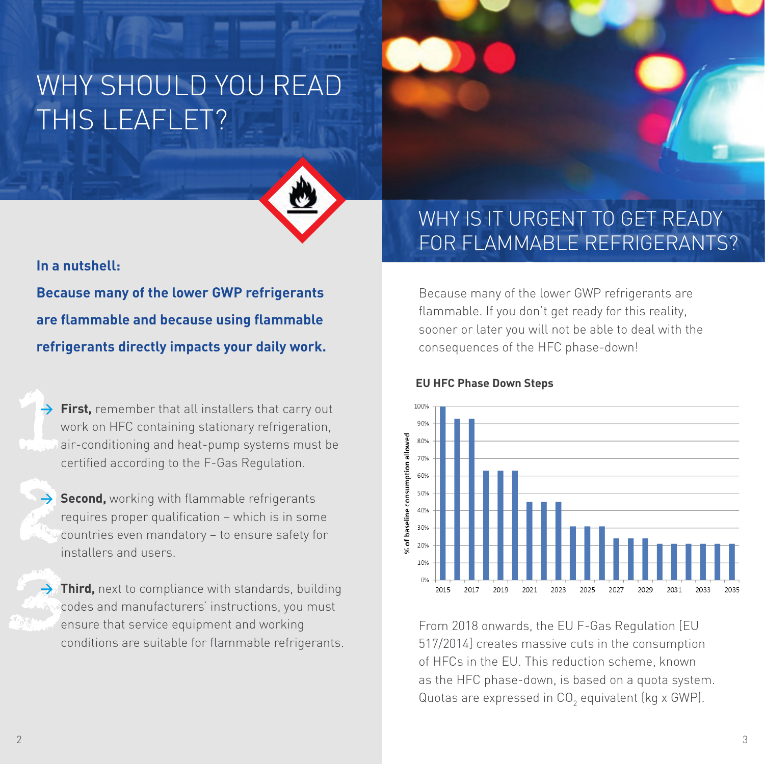# WHY SHOULD YOU READ THIS LEAFLET?

**In a nutshell:**

**Because many of the lower GWP refrigerants are flammable and because using flammable refrigerants directly impacts your daily work.**

1. → **First,** remember that all installers that carry out work on HFC containing stationary refrigeration, air-conditioning and heat-pump systems must be certified according to the F-Gas Regulation.

2. → **Second,** working with flammable refrigerants requires proper qualification – which is in some countries even mandatory – to ensure safety for installers and users.

3. → **Third,** next to compliance with standards, building codes and manufacturers' instructions, you must ensure that service equipment and working conditions are suitable for flammable refrigerants.

# WHY IS IT URGENT TO GET READY FOR FLAMMABLE REFRIGERANTS?

Because many of the lower GWP refrigerants are flammable. If you don't get ready for this reality, sooner or later you will not be able to deal with the consequences of the HFC phase-down!

**EU HFC Phase Down Steps**

| Year | % of baseline consumption allowed |
|---|---|
| 2015 | 100% |
| 2016 | 93% |
| 2017 | 93% |
| 2018 | 63% |
| 2019 | 63% |
| 2020 | 63% |
| 2021 | 45% |
| 2022 | 45% |
| 2023 | 45% |
| 2024 | 31% |
| 2025 | 31% |
| 2026 | 31% |
| 2027 | 24% |
| 2028 | 24% |
| 2029 | 24% |
| 2030 | 21% |
| 2031 | 21% |
| 2032 | 21% |
| 2033 | 21% |
| 2034 | 21% |
| 2035 | 21% |

From 2018 onwards, the EU F-Gas Regulation [EU 517/2014] creates massive cuts in the consumption of HFCs in the EU. This reduction scheme, known as the HFC phase-down, is based on a quota system. Quotas are expressed in $CO_2$ equivalent (kg x GWP).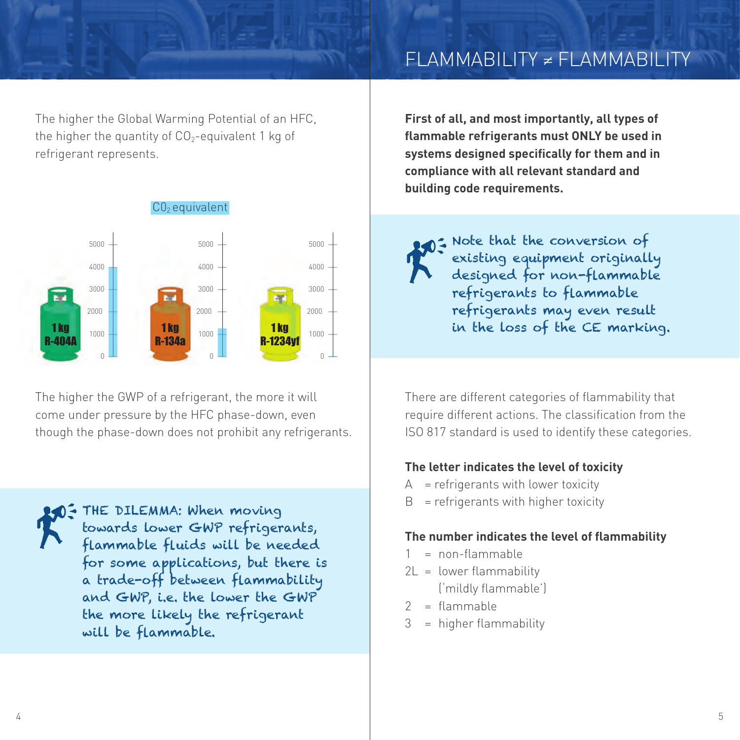The higher the Global Warming Potential of an HFC, the higher the quantity of $CO_2$-equivalent 1 kg of refrigerant represents.

$CO_2$ equivalent

1 kg R-404A

1 kg R-134a

1 kg R-1234yf

The higher the GWP of a refrigerant, the more it will come under pressure by the HFC phase-down, even though the phase-down does not prohibit any refrigerants.

THE DILEMMA: When moving towards lower GWP refrigerants, flammable fluids will be needed for some applications, but there is a trade-off between flammability and GWP, i.e. the lower the GWP the more likely the refrigerant will be flammable.

# FLAMMABILITY ≠ FLAMMABILITY

**First of all, and most importantly, all types of flammable refrigerants must ONLY be used in systems designed specifically for them and in compliance with all relevant standard and building code requirements.**

Note that the conversion of existing equipment originally designed for non-flammable refrigerants to flammable refrigerants may even result in the loss of the CE marking.

There are different categories of flammability that require different actions. The classification from the ISO 817 standard is used to identify these categories.

**The letter indicates the level of toxicity**

- A = refrigerants with lower toxicity
- B = refrigerants with higher toxicity

**The number indicates the level of flammability**

- 1 = non-flammable
- 2L = lower flammability ('mildly flammable')
- 2 = flammable
- 3 = higher flammability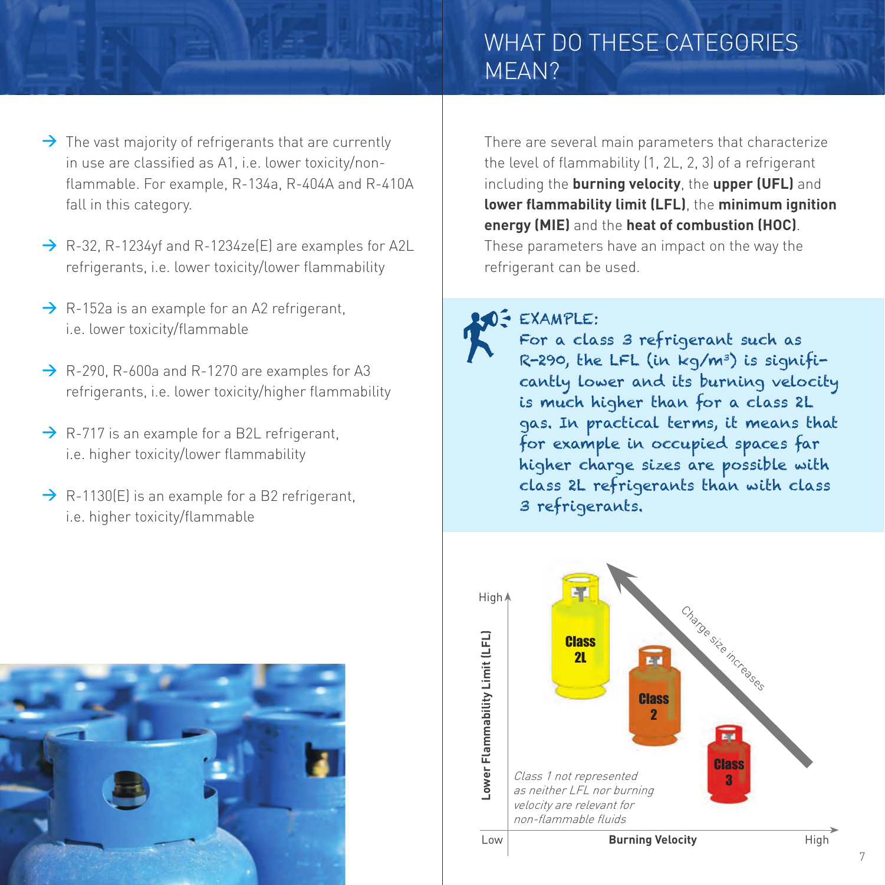- The vast majority of refrigerants that are currently in use are classified as A1, i.e. lower toxicity/non-flammable. For example, R-134a, R-404A and R-410A fall in this category.
- R-32, R-1234yf and R-1234ze(E) are examples for A2L refrigerants, i.e. lower toxicity/lower flammability
- R-152a is an example for an A2 refrigerant, i.e. lower toxicity/flammable
- R-290, R-600a and R-1270 are examples for A3 refrigerants, i.e. lower toxicity/higher flammability
- R-717 is an example for a B2L refrigerant, i.e. higher toxicity/lower flammability
- R-1130(E) is an example for a B2 refrigerant, i.e. higher toxicity/flammable

# WHAT DO THESE CATEGORIES MEAN?

There are several main parameters that characterize the level of flammability (1, 2L, 2, 3) of a refrigerant including the **burning velocity**, the **upper (UFL)** and **lower flammability limit (LFL)**, the **minimum ignition energy (MIE)** and the **heat of combustion (HOC)**. These parameters have an impact on the way the refrigerant can be used.

**EXAMPLE:**
For a class 3 refrigerant such as R-290, the LFL (in kg/m³) is significantly lower and its burning velocity is much higher than for a class 2L gas. In practical terms, it means that for example in occupied spaces far higher charge sizes are possible with class 2L refrigerants than with class 3 refrigerants.

Lower Flammability Limit (LFL): High / Low — Burning Velocity: Low / High

Class 2L — Class 2 — Class 3

Charge size increases

*Class 1 not represented as neither LFL nor burning velocity are relevant for non-flammable fluids*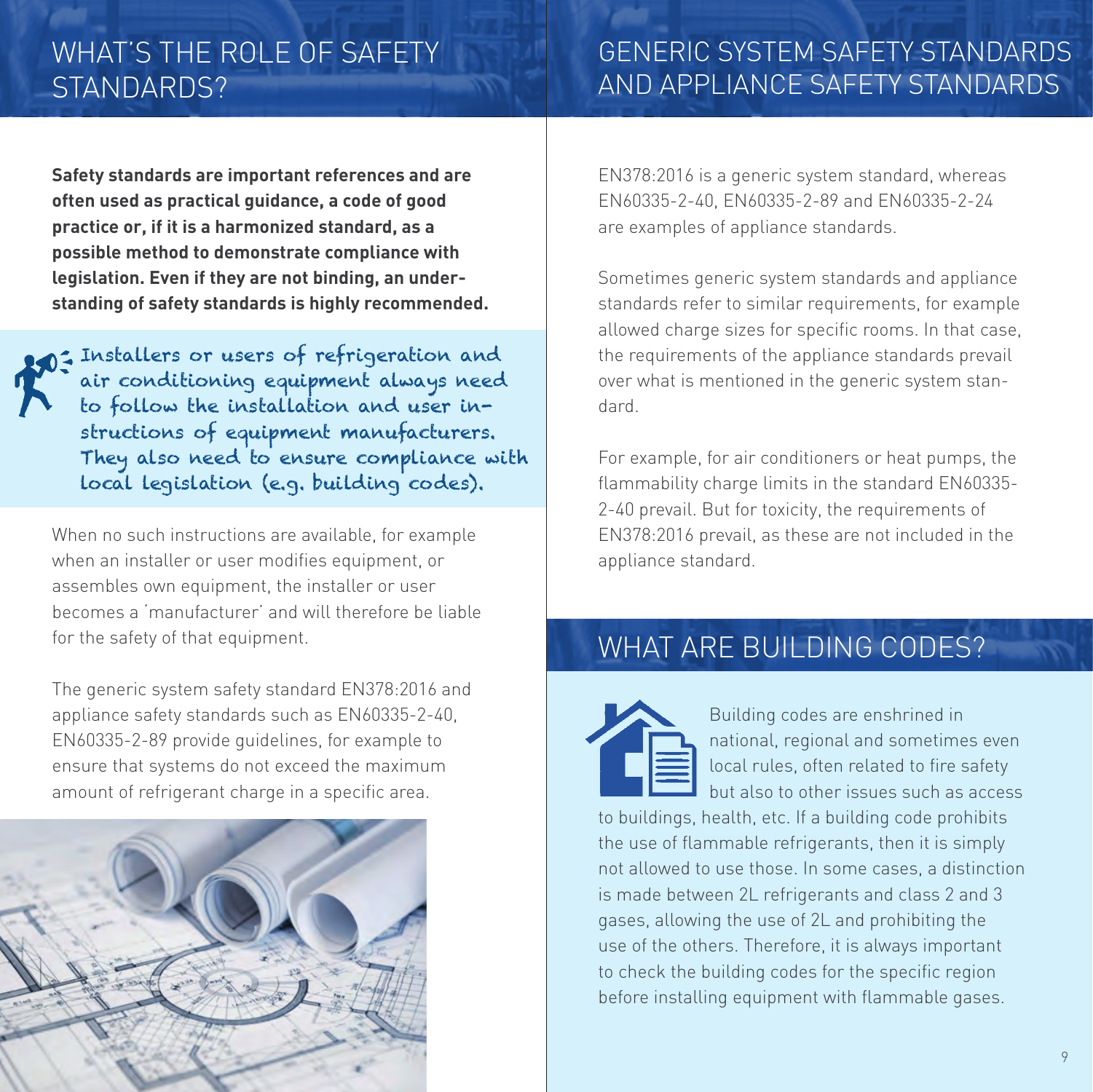## WHAT'S THE ROLE OF SAFETY STANDARDS?

**Safety standards are important references and are often used as practical guidance, a code of good practice or, if it is a harmonized standard, as a possible method to demonstrate compliance with legislation. Even if they are not binding, an understanding of safety standards is highly recommended.**

> Installers or users of refrigeration and air conditioning equipment always need to follow the installation and user instructions of equipment manufacturers. They also need to ensure compliance with local legislation (e.g. building codes).

When no such instructions are available, for example when an installer or user modifies equipment, or assembles own equipment, the installer or user becomes a 'manufacturer' and will therefore be liable for the safety of that equipment.

The generic system safety standard EN378:2016 and appliance safety standards such as EN60335-2-40, EN60335-2-89 provide guidelines, for example to ensure that systems do not exceed the maximum amount of refrigerant charge in a specific area.

## GENERIC SYSTEM SAFETY STANDARDS AND APPLIANCE SAFETY STANDARDS

EN378:2016 is a generic system standard, whereas EN60335-2-40, EN60335-2-89 and EN60335-2-24 are examples of appliance standards.

Sometimes generic system standards and appliance standards refer to similar requirements, for example allowed charge sizes for specific rooms. In that case, the requirements of the appliance standards prevail over what is mentioned in the generic system standard.

For example, for air conditioners or heat pumps, the flammability charge limits in the standard EN60335-2-40 prevail. But for toxicity, the requirements of EN378:2016 prevail, as these are not included in the appliance standard.

## WHAT ARE BUILDING CODES?

Building codes are enshrined in national, regional and sometimes even local rules, often related to fire safety but also to other issues such as access to buildings, health, etc. If a building code prohibits the use of flammable refrigerants, then it is simply not allowed to use those. In some cases, a distinction is made between 2L refrigerants and class 2 and 3 gases, allowing the use of 2L and prohibiting the use of the others. Therefore, it is always important to check the building codes for the specific region before installing equipment with flammable gases.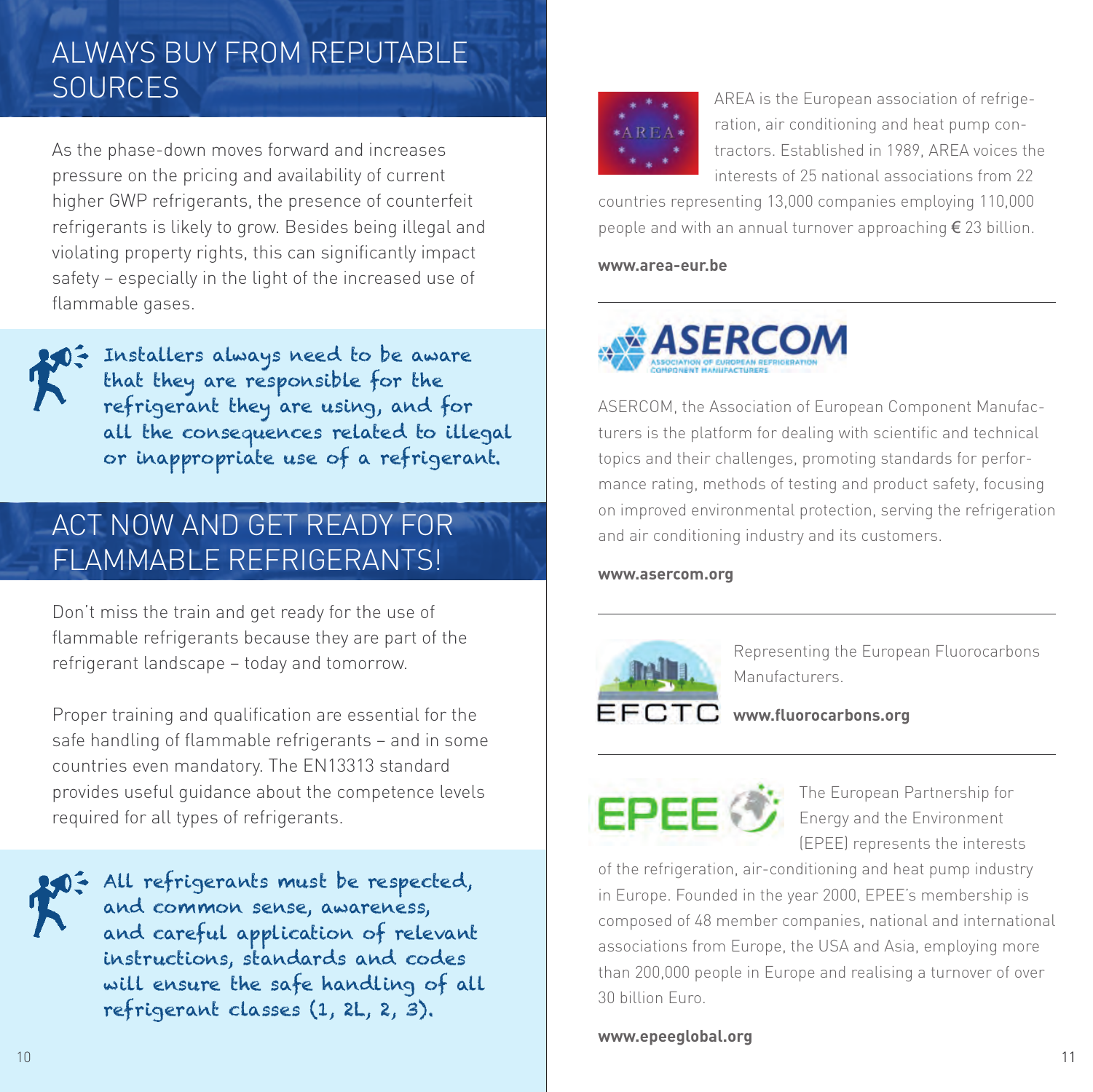## ALWAYS BUY FROM REPUTABLE SOURCES

As the phase-down moves forward and increases pressure on the pricing and availability of current higher GWP refrigerants, the presence of counterfeit refrigerants is likely to grow. Besides being illegal and violating property rights, this can significantly impact safety – especially in the light of the increased use of flammable gases.

*Installers always need to be aware that they are responsible for the refrigerant they are using, and for all the consequences related to illegal or inappropriate use of a refrigerant.*

## ACT NOW AND GET READY FOR FLAMMABLE REFRIGERANTS!

Don't miss the train and get ready for the use of flammable refrigerants because they are part of the refrigerant landscape – today and tomorrow.

Proper training and qualification are essential for the safe handling of flammable refrigerants – and in some countries even mandatory. The EN13313 standard provides useful guidance about the competence levels required for all types of refrigerants.

*All refrigerants must be respected, and common sense, awareness, and careful application of relevant instructions, standards and codes will ensure the safe handling of all refrigerant classes (1, 2L, 2, 3).*

AREA is the European association of refrigeration, air conditioning and heat pump contractors. Established in 1989, AREA voices the interests of 25 national associations from 22 countries representing 13,000 companies employing 110,000 people and with an annual turnover approaching € 23 billion.

**www.area-eur.be**

---

ASERCOM, the Association of European Component Manufacturers is the platform for dealing with scientific and technical topics and their challenges, promoting standards for performance rating, methods of testing and product safety, focusing on improved environmental protection, serving the refrigeration and air conditioning industry and its customers.

**www.asercom.org**

---

EFCTC

Representing the European Fluorocarbons Manufacturers.

**www.fluorocarbons.org**

---

The European Partnership for Energy and the Environment (EPEE) represents the interests of the refrigeration, air-conditioning and heat pump industry in Europe. Founded in the year 2000, EPEE's membership is composed of 48 member companies, national and international associations from Europe, the USA and Asia, employing more than 200,000 people in Europe and realising a turnover of over 30 billion Euro.

**www.epeeglobal.org**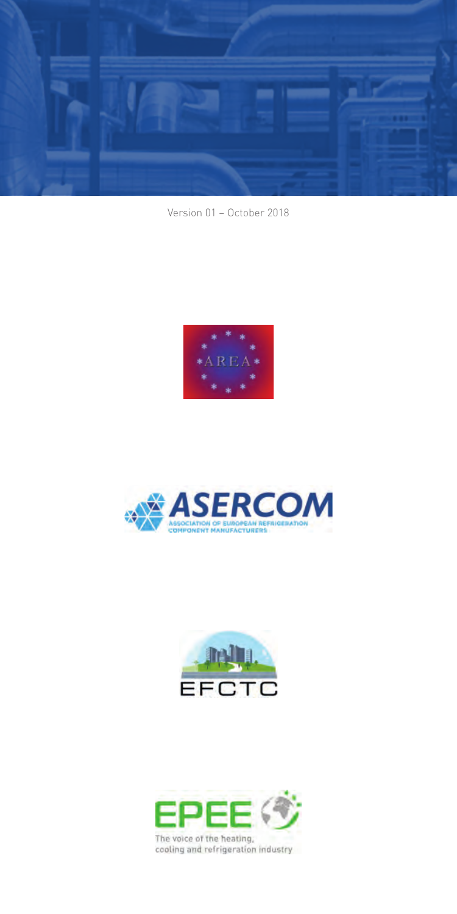Version 01 – October 2018

AREA

ASERCOM

ASSOCIATION OF EUROPEAN REFRIGERATION COMPONENT MANUFACTURERS

EFCTC

EPEE

The voice of the heating, cooling and refrigeration industry